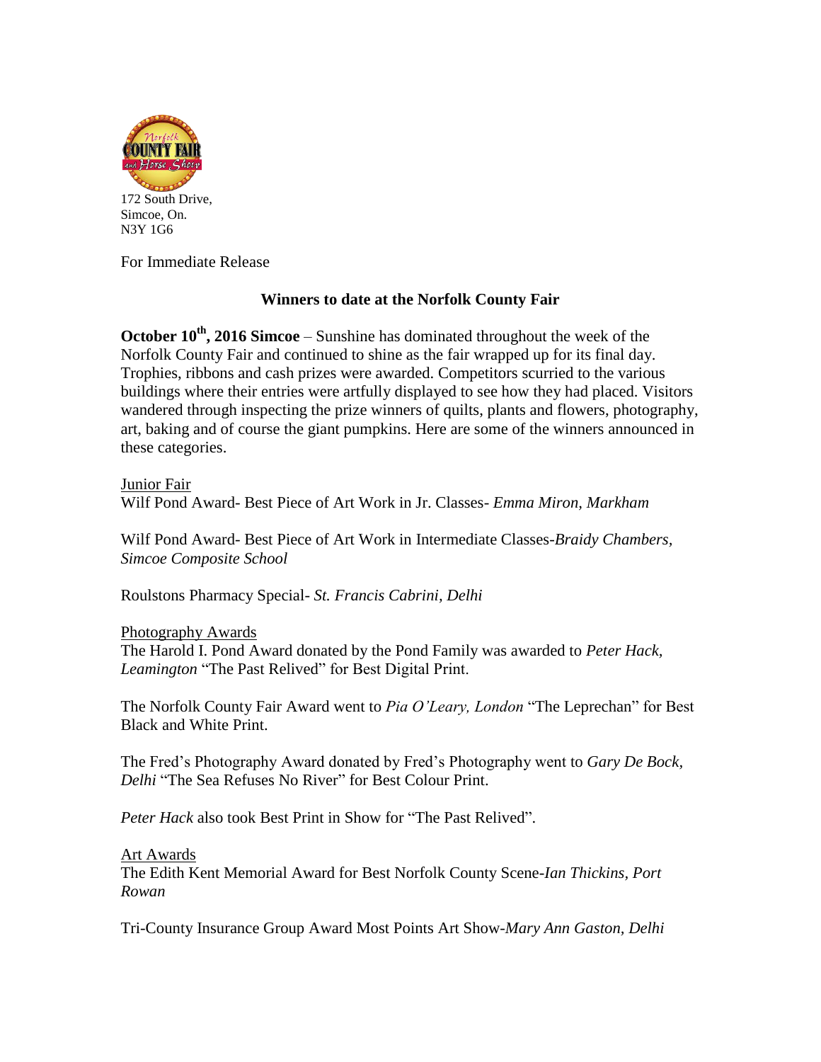172 South Drive,
Simcoe, On.
N3Y 1G6

For Immediate Release

## Winners to date at the Norfolk County Fair

**October 10th, 2016 Simcoe** – Sunshine has dominated throughout the week of the Norfolk County Fair and continued to shine as the fair wrapped up for its final day. Trophies, ribbons and cash prizes were awarded. Competitors scurried to the various buildings where their entries were artfully displayed to see how they had placed. Visitors wandered through inspecting the prize winners of quilts, plants and flowers, photography, art, baking and of course the giant pumpkins. Here are some of the winners announced in these categories.

Junior Fair

Wilf Pond Award- Best Piece of Art Work in Jr. Classes- *Emma Miron, Markham*

Wilf Pond Award- Best Piece of Art Work in Intermediate Classes-*Braidy Chambers, Simcoe Composite School*

Roulstons Pharmacy Special- *St. Francis Cabrini, Delhi*

Photography Awards

The Harold I. Pond Award donated by the Pond Family was awarded to *Peter Hack, Leamington* "The Past Relived" for Best Digital Print.

The Norfolk County Fair Award went to *Pia O'Leary, London* "The Leprechan" for Best Black and White Print.

The Fred's Photography Award donated by Fred's Photography went to *Gary De Bock, Delhi* "The Sea Refuses No River" for Best Colour Print.

*Peter Hack* also took Best Print in Show for "The Past Relived".

Art Awards

The Edith Kent Memorial Award for Best Norfolk County Scene-*Ian Thickins, Port Rowan*

Tri-County Insurance Group Award Most Points Art Show-*Mary Ann Gaston, Delhi*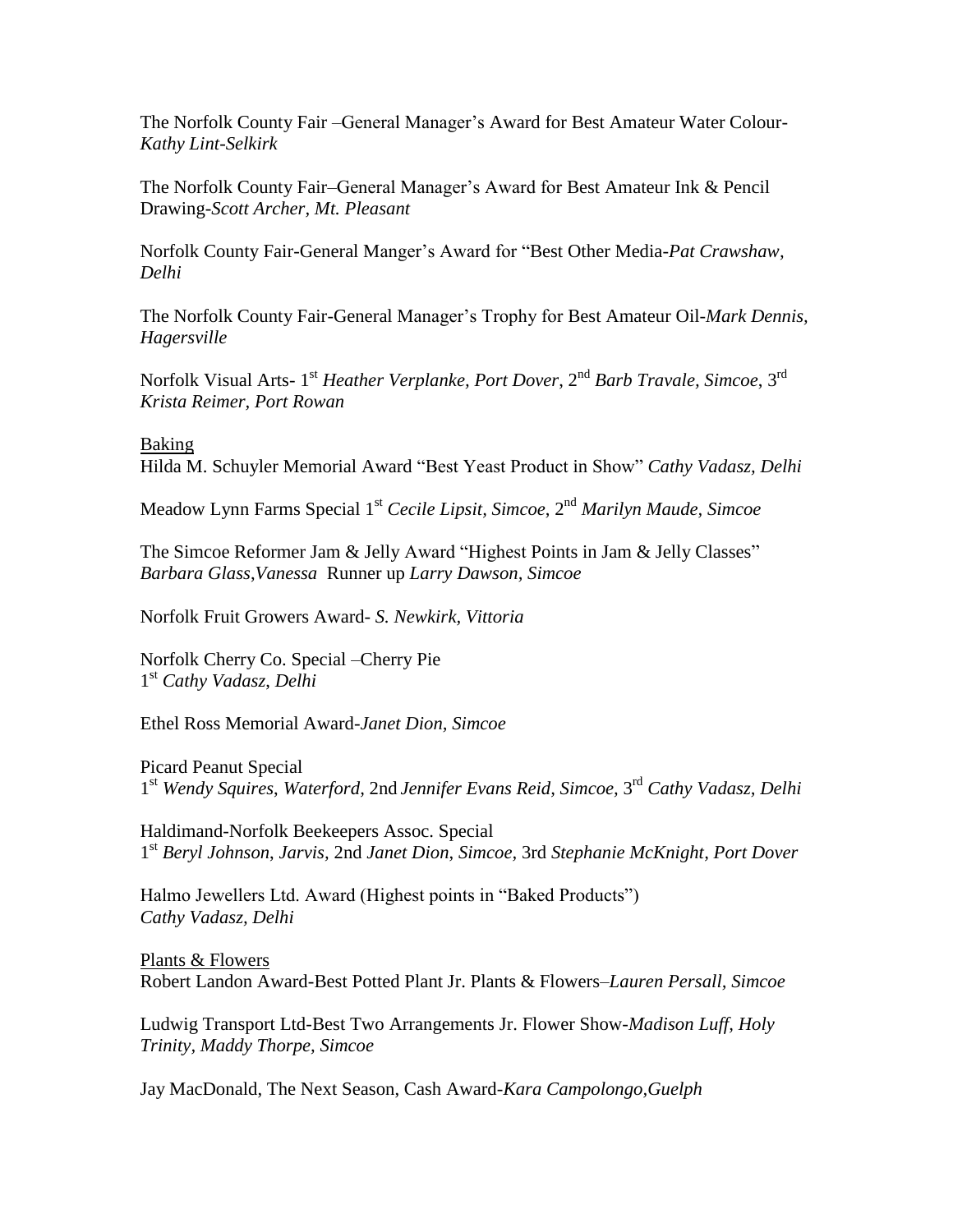The Norfolk County Fair –General Manager's Award for Best Amateur Water Colour-*Kathy Lint-Selkirk*

The Norfolk County Fair–General Manager's Award for Best Amateur Ink & Pencil Drawing-*Scott Archer, Mt. Pleasant*

Norfolk County Fair-General Manger's Award for "Best Other Media-*Pat Crawshaw, Delhi*

The Norfolk County Fair-General Manager's Trophy for Best Amateur Oil-*Mark Dennis, Hagersville*

Norfolk Visual Arts- 1st *Heather Verplanke, Port Dover*, 2nd *Barb Travale, Simcoe*, 3rd *Krista Reimer, Port Rowan*

Baking

Hilda M. Schuyler Memorial Award "Best Yeast Product in Show" *Cathy Vadasz, Delhi*

Meadow Lynn Farms Special 1st *Cecile Lipsit, Simcoe*, 2nd *Marilyn Maude, Simcoe*

The Simcoe Reformer Jam & Jelly Award "Highest Points in Jam & Jelly Classes" *Barbara Glass,Vanessa* Runner up *Larry Dawson, Simcoe*

Norfolk Fruit Growers Award- *S. Newkirk, Vittoria*

Norfolk Cherry Co. Special –Cherry Pie
1st *Cathy Vadasz, Delhi*

Ethel Ross Memorial Award-*Janet Dion, Simcoe*

Picard Peanut Special
1st *Wendy Squires, Waterford,* 2nd *Jennifer Evans Reid, Simcoe,* 3rd *Cathy Vadasz, Delhi*

Haldimand-Norfolk Beekeepers Assoc. Special
1st *Beryl Johnson*, *Jarvis,* 2nd *Janet Dion*, *Simcoe,* 3rd *Stephanie McKnight, Port Dover*

Halmo Jewellers Ltd. Award (Highest points in "Baked Products")
*Cathy Vadasz, Delhi*

Plants & Flowers

Robert Landon Award-Best Potted Plant Jr. Plants & Flowers–*Lauren Persall, Simcoe*

Ludwig Transport Ltd-Best Two Arrangements Jr. Flower Show-*Madison Luff, Holy Trinity, Maddy Thorpe, Simcoe*

Jay MacDonald, The Next Season, Cash Award-*Kara Campolongo,Guelph*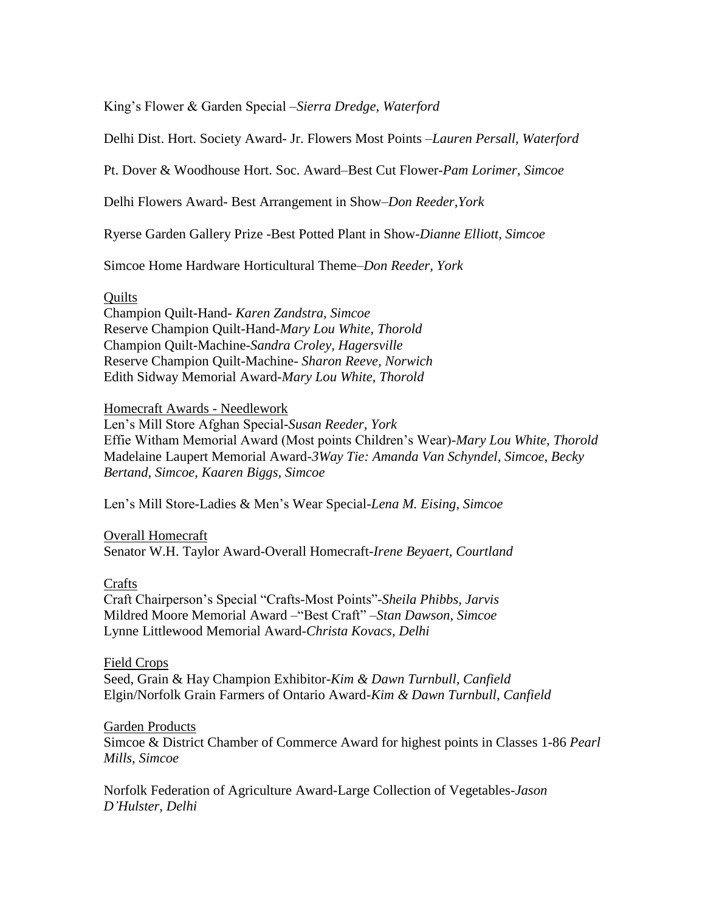King's Flower & Garden Special –*Sierra Dredge, Waterford*

Delhi Dist. Hort. Society Award- Jr. Flowers Most Points –*Lauren Persall, Waterford*

Pt. Dover & Woodhouse Hort. Soc. Award–Best Cut Flower-*Pam Lorimer, Simcoe*

Delhi Flowers Award- Best Arrangement in Show–*Don Reeder,York*

Ryerse Garden Gallery Prize -Best Potted Plant in Show-*Dianne Elliott, Simcoe*

Simcoe Home Hardware Horticultural Theme–*Don Reeder, York*

<u>Quilts</u>
Champion Quilt-Hand- *Karen Zandstra, Simcoe*
Reserve Champion Quilt-Hand-*Mary Lou White, Thorold*
Champion Quilt-Machine-*Sandra Croley, Hagersville*
Reserve Champion Quilt-Machine- *Sharon Reeve, Norwich*
Edith Sidway Memorial Award-*Mary Lou White, Thorold*

<u>Homecraft Awards - Needlework</u>
Len's Mill Store Afghan Special-*Susan Reeder, York*
Effie Witham Memorial Award (Most points Children's Wear)-*Mary Lou White, Thorold*
Madelaine Laupert Memorial Award-*3Way Tie: Amanda Van Schyndel, Simcoe, Becky Bertand, Simcoe, Kaaren Biggs, Simcoe*

Len's Mill Store-Ladies & Men's Wear Special-*Lena M. Eising, Simcoe*

<u>Overall Homecraft</u>
Senator W.H. Taylor Award-Overall Homecraft-*Irene Beyaert, Courtland*

<u>Crafts</u>
Craft Chairperson's Special "Crafts-Most Points"-*Sheila Phibbs, Jarvis*
Mildred Moore Memorial Award –"Best Craft" –*Stan Dawson, Simcoe*
Lynne Littlewood Memorial Award-*Christa Kovacs, Delhi*

<u>Field Crops</u>
Seed, Grain & Hay Champion Exhibitor-*Kim & Dawn Turnbull, Canfield*
Elgin/Norfolk Grain Farmers of Ontario Award-*Kim & Dawn Turnbull, Canfield*

<u>Garden Products</u>
Simcoe & District Chamber of Commerce Award for highest points in Classes 1-86 *Pearl Mills, Simcoe*

Norfolk Federation of Agriculture Award-Large Collection of Vegetables-*Jason D'Hulster, Delhi*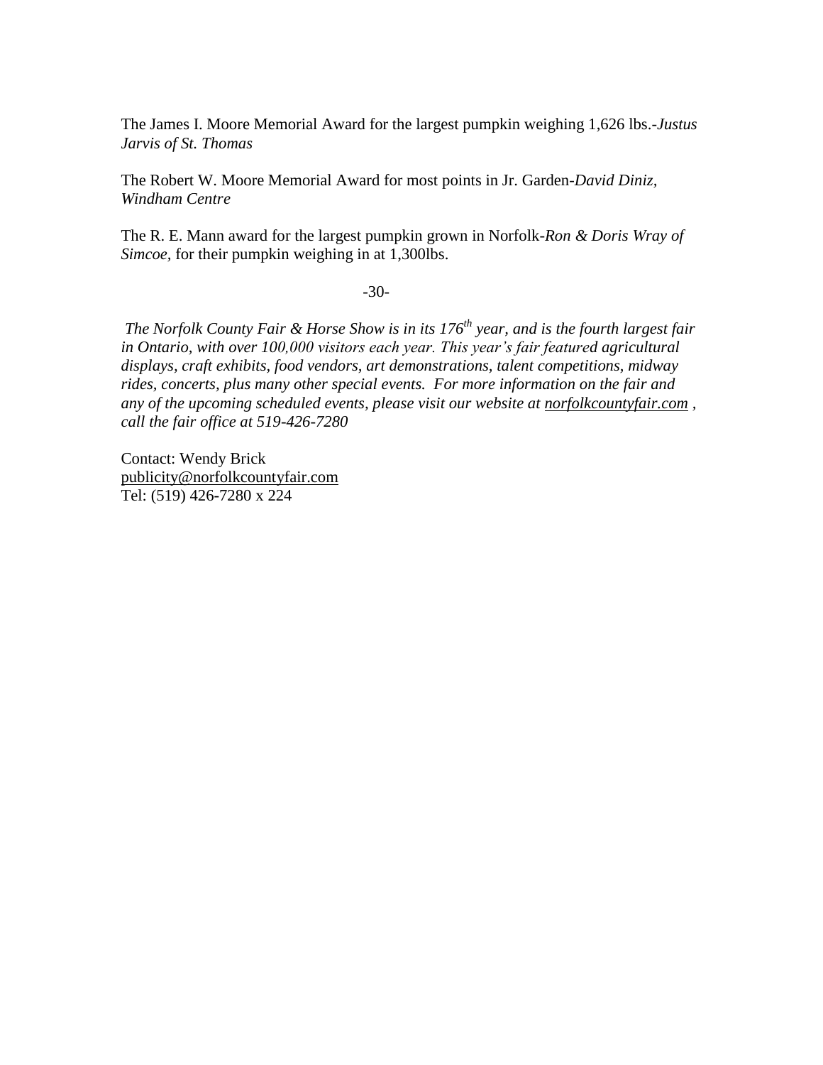The James I. Moore Memorial Award for the largest pumpkin weighing 1,626 lbs.-*Justus Jarvis of St. Thomas*

The Robert W. Moore Memorial Award for most points in Jr. Garden-*David Diniz, Windham Centre*

The R. E. Mann award for the largest pumpkin grown in Norfolk-*Ron & Doris Wray of Simcoe,* for their pumpkin weighing in at 1,300lbs.

-30-

*The Norfolk County Fair & Horse Show is in its 176th year, and is the fourth largest fair in Ontario, with over 100,000 visitors each year. This year's fair featured agricultural displays, craft exhibits, food vendors, art demonstrations, talent competitions, midway rides, concerts, plus many other special events. For more information on the fair and any of the upcoming scheduled events, please visit our website at norfolkcountyfair.com , call the fair office at 519-426-7280*

Contact: Wendy Brick
publicity@norfolkcountyfair.com
Tel: (519) 426-7280 x 224